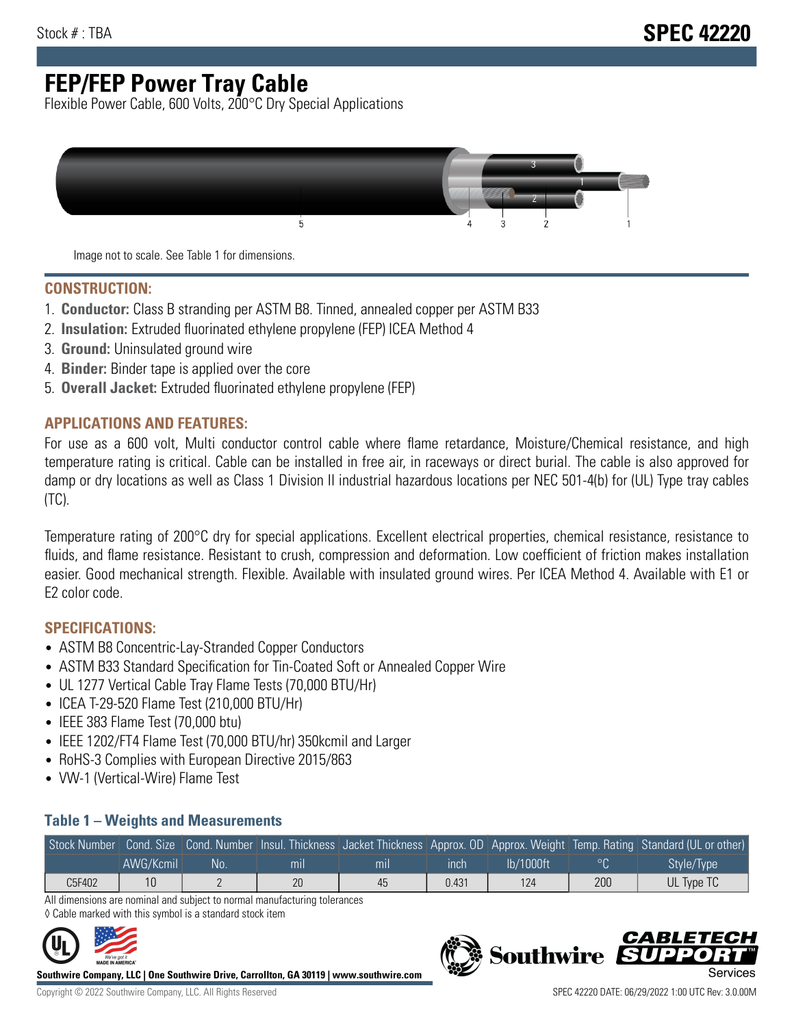Stock # : TBA

# SPEC 42220

# FEP/FEP Power Tray Cable

Flexible Power Cable, 600 Volts, 200°C Dry Special Applications

Image not to scale. See Table 1 for dimensions.

## CONSTRUCTION:

1. **Conductor:** Class B stranding per ASTM B8. Tinned, annealed copper per ASTM B33
2. **Insulation:** Extruded fluorinated ethylene propylene (FEP) ICEA Method 4
3. **Ground:** Uninsulated ground wire
4. **Binder:** Binder tape is applied over the core
5. **Overall Jacket:** Extruded fluorinated ethylene propylene (FEP)

## APPLICATIONS AND FEATURES:

For use as a 600 volt, Multi conductor control cable where flame retardance, Moisture/Chemical resistance, and high temperature rating is critical. Cable can be installed in free air, in raceways or direct burial. The cable is also approved for damp or dry locations as well as Class 1 Division II industrial hazardous locations per NEC 501-4(b) for (UL) Type tray cables (TC).

Temperature rating of 200°C dry for special applications. Excellent electrical properties, chemical resistance, resistance to fluids, and flame resistance. Resistant to crush, compression and deformation. Low coefficient of friction makes installation easier. Good mechanical strength. Flexible. Available with insulated ground wires. Per ICEA Method 4. Available with E1 or E2 color code.

## SPECIFICATIONS:

- ASTM B8 Concentric-Lay-Stranded Copper Conductors
- ASTM B33 Standard Specification for Tin-Coated Soft or Annealed Copper Wire
- UL 1277 Vertical Cable Tray Flame Tests (70,000 BTU/Hr)
- ICEA T-29-520 Flame Test (210,000 BTU/Hr)
- IEEE 383 Flame Test (70,000 btu)
- IEEE 1202/FT4 Flame Test (70,000 BTU/hr) 350kcmil and Larger
- RoHS-3 Complies with European Directive 2015/863
- VW-1 (Vertical-Wire) Flame Test

### Table 1 – Weights and Measurements

| Stock Number | Cond. Size | Cond. Number | Insul. Thickness | Jacket Thickness | Approx. OD | Approx. Weight | Temp. Rating | Standard (UL or other) |
|---|---|---|---|---|---|---|---|---|
| | AWG/Kcmil | No. | mil | mil | inch | lb/1000ft | °C | Style/Type |
| C5F402 | 10 | 2 | 20 | 45 | 0.431 | 124 | 200 | UL Type TC |

All dimensions are nominal and subject to normal manufacturing tolerances

◊ Cable marked with this symbol is a standard stock item

**Southwire Company, LLC | One Southwire Drive, Carrollton, GA 30119 | www.southwire.com**

Copyright © 2022 Southwire Company, LLC. All Rights Reserved

SPEC 42220 DATE: 06/29/2022 1:00 UTC Rev: 3.0.00M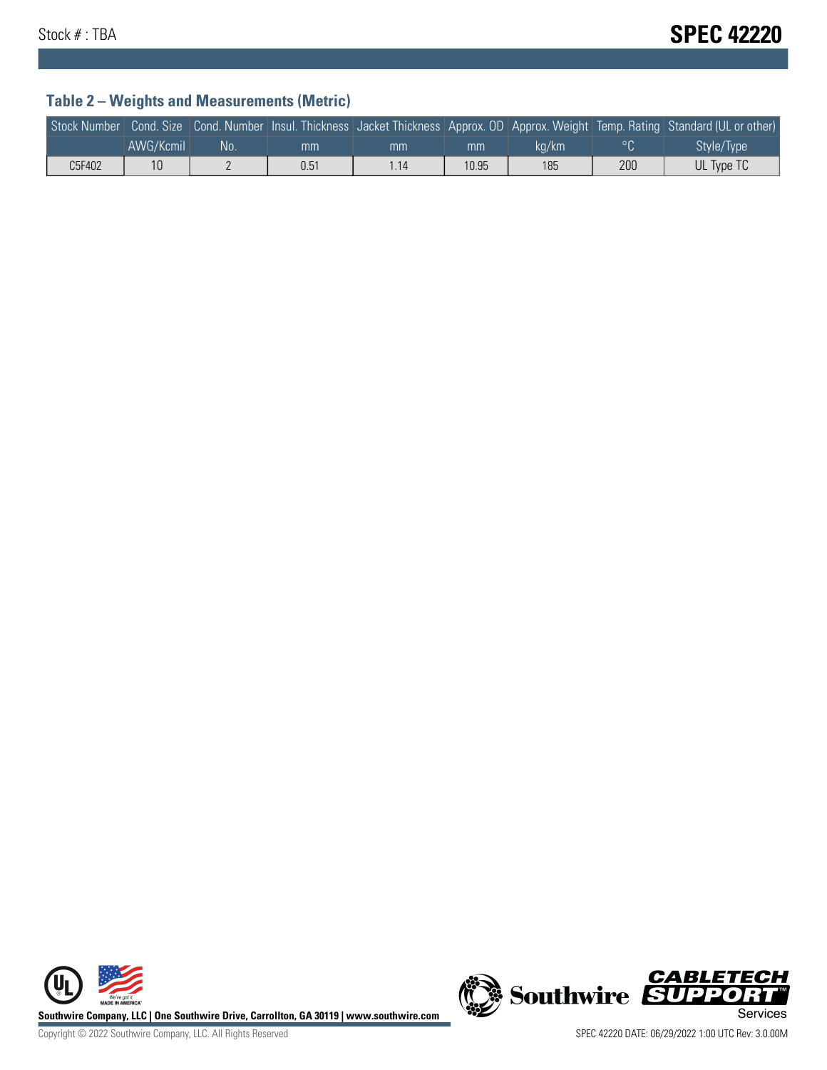### Table 2 – Weights and Measurements (Metric)

| Stock Number | Cond. Size | Cond. Number | Insul. Thickness | Jacket Thickness | Approx. OD | Approx. Weight | Temp. Rating | Standard (UL or other) |
|---|---|---|---|---|---|---|---|---|
| | AWG/Kcmil | No. | mm | mm | mm | kg/km | °C | Style/Type |
| C5F402 | 10 | 2 | 0.51 | 1.14 | 10.95 | 185 | 200 | UL Type TC |

**Southwire Company, LLC | One Southwire Drive, Carrollton, GA 30119 | www.southwire.com**

Copyright © 2022 Southwire Company, LLC. All Rights Reserved

SPEC 42220 DATE: 06/29/2022 1:00 UTC Rev: 3.0.00M